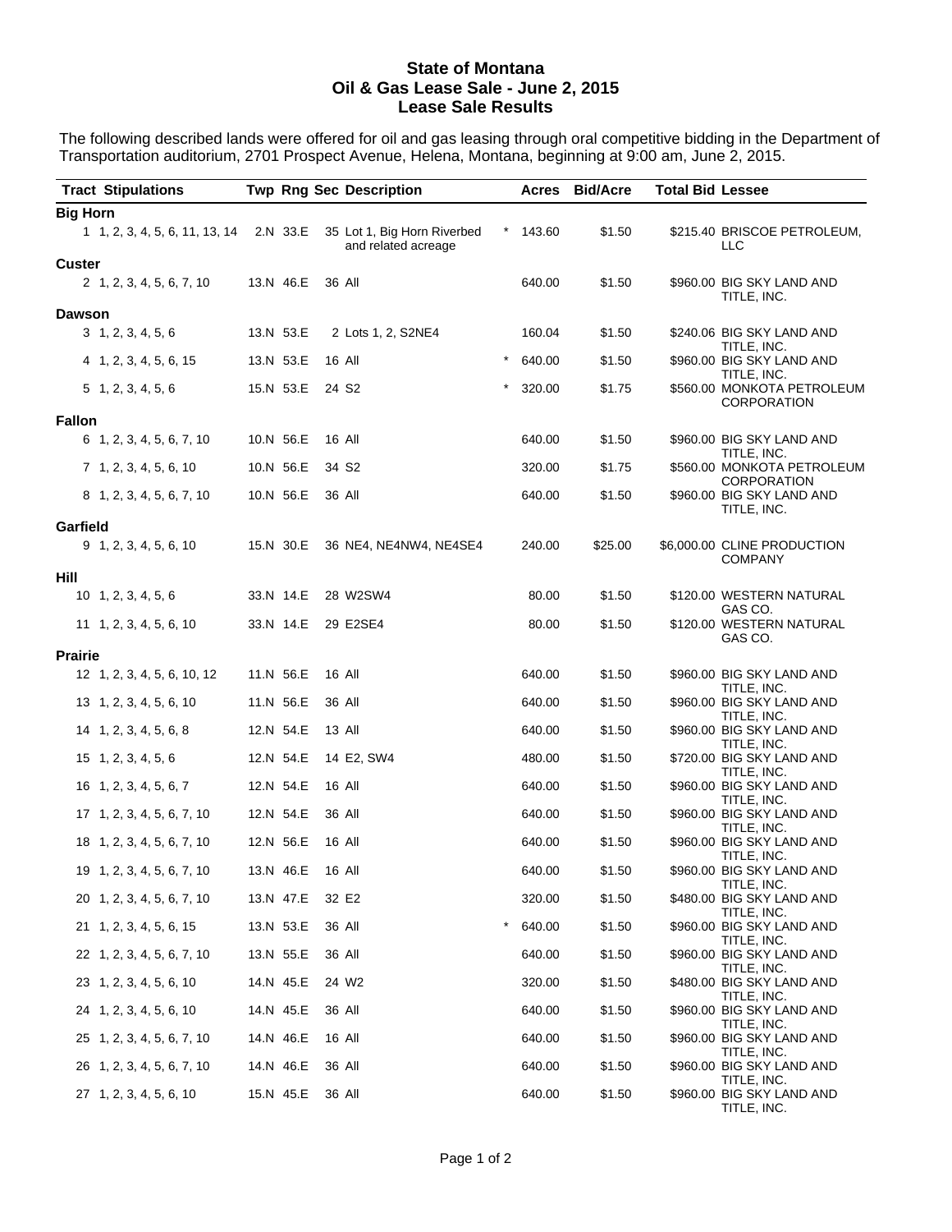# State of Montana
# Oil & Gas Lease Sale - June 2, 2015
# Lease Sale Results

The following described lands were offered for oil and gas leasing through oral competitive bidding in the Department of Transportation auditorium, 2701 Prospect Avenue, Helena, Montana, beginning at 9:00 am, June 2, 2015.

| Tract | Stipulations | Twp | Rng | Sec | Description | | Acres | Bid/Acre | Total Bid | Lessee |
|---|---|---|---|---|---|---|---|---|---|---|
| **Big Horn** | | | | | | | | | | |
| 1 | 1, 2, 3, 4, 5, 6, 11, 13, 14 | 2.N | 33.E | 35 | Lot 1, Big Horn Riverbed and related acreage | * | 143.60 | $1.50 | $215.40 | BRISCOE PETROLEUM, LLC |
| **Custer** | | | | | | | | | | |
| 2 | 1, 2, 3, 4, 5, 6, 7, 10 | 13.N | 46.E | 36 | All | | 640.00 | $1.50 | $960.00 | BIG SKY LAND AND TITLE, INC. |
| **Dawson** | | | | | | | | | | |
| 3 | 1, 2, 3, 4, 5, 6 | 13.N | 53.E | 2 | Lots 1, 2, S2NE4 | | 160.04 | $1.50 | $240.06 | BIG SKY LAND AND TITLE, INC. |
| 4 | 1, 2, 3, 4, 5, 6, 15 | 13.N | 53.E | 16 | All | * | 640.00 | $1.50 | $960.00 | BIG SKY LAND AND TITLE, INC. |
| 5 | 1, 2, 3, 4, 5, 6 | 15.N | 53.E | 24 | S2 | * | 320.00 | $1.75 | $560.00 | MONKOTA PETROLEUM CORPORATION |
| **Fallon** | | | | | | | | | | |
| 6 | 1, 2, 3, 4, 5, 6, 7, 10 | 10.N | 56.E | 16 | All | | 640.00 | $1.50 | $960.00 | BIG SKY LAND AND TITLE, INC. |
| 7 | 1, 2, 3, 4, 5, 6, 10 | 10.N | 56.E | 34 | S2 | | 320.00 | $1.75 | $560.00 | MONKOTA PETROLEUM CORPORATION |
| 8 | 1, 2, 3, 4, 5, 6, 7, 10 | 10.N | 56.E | 36 | All | | 640.00 | $1.50 | $960.00 | BIG SKY LAND AND TITLE, INC. |
| **Garfield** | | | | | | | | | | |
| 9 | 1, 2, 3, 4, 5, 6, 10 | 15.N | 30.E | 36 | NE4, NE4NW4, NE4SE4 | | 240.00 | $25.00 | $6,000.00 | CLINE PRODUCTION COMPANY |
| **Hill** | | | | | | | | | | |
| 10 | 1, 2, 3, 4, 5, 6 | 33.N | 14.E | 28 | W2SW4 | | 80.00 | $1.50 | $120.00 | WESTERN NATURAL GAS CO. |
| 11 | 1, 2, 3, 4, 5, 6, 10 | 33.N | 14.E | 29 | E2SE4 | | 80.00 | $1.50 | $120.00 | WESTERN NATURAL GAS CO. |
| **Prairie** | | | | | | | | | | |
| 12 | 1, 2, 3, 4, 5, 6, 10, 12 | 11.N | 56.E | 16 | All | | 640.00 | $1.50 | $960.00 | BIG SKY LAND AND TITLE, INC. |
| 13 | 1, 2, 3, 4, 5, 6, 10 | 11.N | 56.E | 36 | All | | 640.00 | $1.50 | $960.00 | BIG SKY LAND AND TITLE, INC. |
| 14 | 1, 2, 3, 4, 5, 6, 8 | 12.N | 54.E | 13 | All | | 640.00 | $1.50 | $960.00 | BIG SKY LAND AND TITLE, INC. |
| 15 | 1, 2, 3, 4, 5, 6 | 12.N | 54.E | 14 | E2, SW4 | | 480.00 | $1.50 | $720.00 | BIG SKY LAND AND TITLE, INC. |
| 16 | 1, 2, 3, 4, 5, 6, 7 | 12.N | 54.E | 16 | All | | 640.00 | $1.50 | $960.00 | BIG SKY LAND AND TITLE, INC. |
| 17 | 1, 2, 3, 4, 5, 6, 7, 10 | 12.N | 54.E | 36 | All | | 640.00 | $1.50 | $960.00 | BIG SKY LAND AND TITLE, INC. |
| 18 | 1, 2, 3, 4, 5, 6, 7, 10 | 12.N | 56.E | 16 | All | | 640.00 | $1.50 | $960.00 | BIG SKY LAND AND TITLE, INC. |
| 19 | 1, 2, 3, 4, 5, 6, 7, 10 | 13.N | 46.E | 16 | All | | 640.00 | $1.50 | $960.00 | BIG SKY LAND AND TITLE, INC. |
| 20 | 1, 2, 3, 4, 5, 6, 7, 10 | 13.N | 47.E | 32 | E2 | | 320.00 | $1.50 | $480.00 | BIG SKY LAND AND TITLE, INC. |
| 21 | 1, 2, 3, 4, 5, 6, 15 | 13.N | 53.E | 36 | All | * | 640.00 | $1.50 | $960.00 | BIG SKY LAND AND TITLE, INC. |
| 22 | 1, 2, 3, 4, 5, 6, 7, 10 | 13.N | 55.E | 36 | All | | 640.00 | $1.50 | $960.00 | BIG SKY LAND AND TITLE, INC. |
| 23 | 1, 2, 3, 4, 5, 6, 10 | 14.N | 45.E | 24 | W2 | | 320.00 | $1.50 | $480.00 | BIG SKY LAND AND TITLE, INC. |
| 24 | 1, 2, 3, 4, 5, 6, 10 | 14.N | 45.E | 36 | All | | 640.00 | $1.50 | $960.00 | BIG SKY LAND AND TITLE, INC. |
| 25 | 1, 2, 3, 4, 5, 6, 7, 10 | 14.N | 46.E | 16 | All | | 640.00 | $1.50 | $960.00 | BIG SKY LAND AND TITLE, INC. |
| 26 | 1, 2, 3, 4, 5, 6, 7, 10 | 14.N | 46.E | 36 | All | | 640.00 | $1.50 | $960.00 | BIG SKY LAND AND TITLE, INC. |
| 27 | 1, 2, 3, 4, 5, 6, 10 | 15.N | 45.E | 36 | All | | 640.00 | $1.50 | $960.00 | BIG SKY LAND AND TITLE, INC. |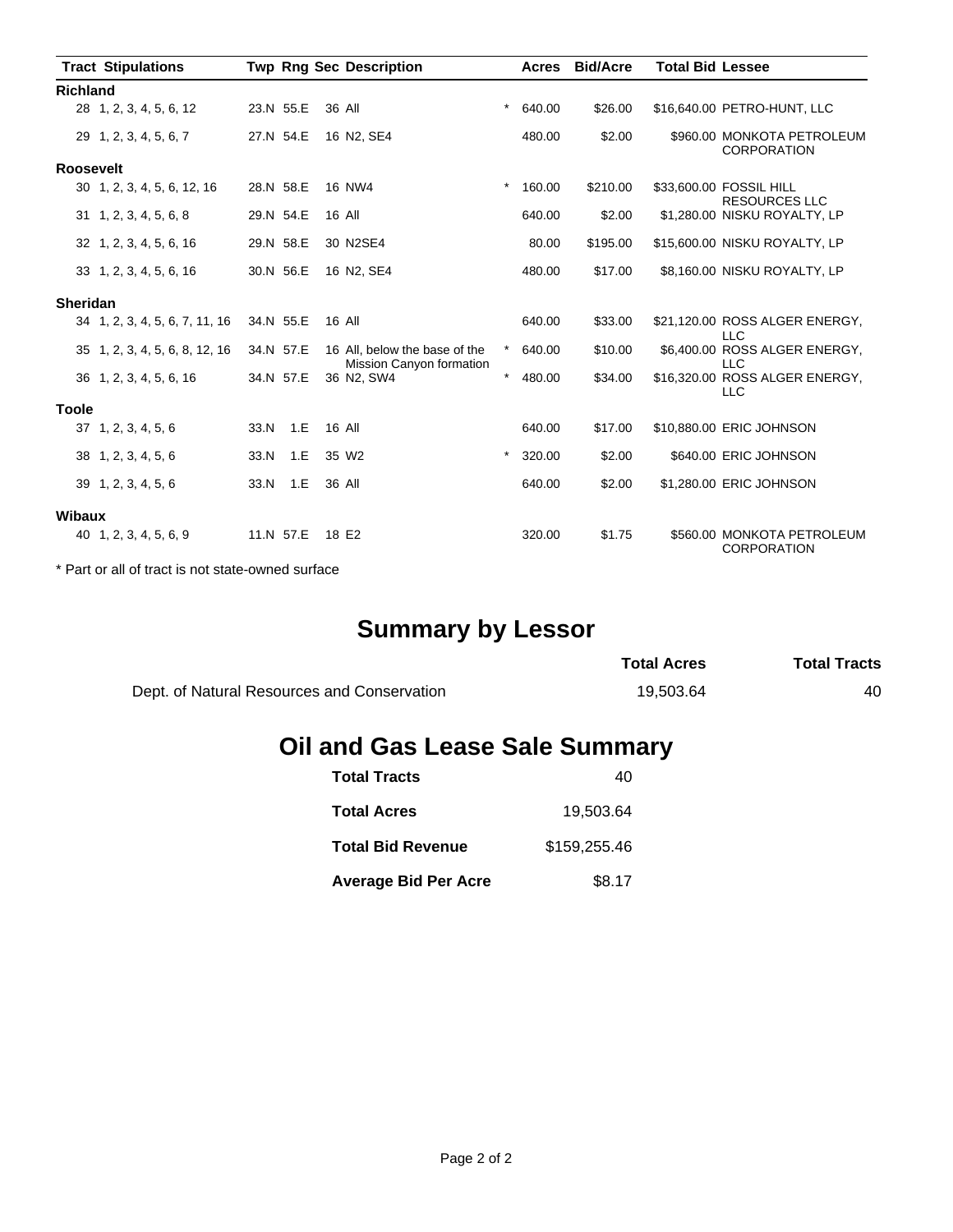| Tract | Stipulations | Twp | Rng | Sec | Description | | Acres | Bid/Acre | Total Bid | Lessee |
|---|---|---|---|---|---|---|---|---|---|---|
| **Richland** | | | | | | | | | | |
| 28 | 1, 2, 3, 4, 5, 6, 12 | 23.N | 55.E | 36 | All | * | 640.00 | $26.00 | $16,640.00 | PETRO-HUNT, LLC |
| 29 | 1, 2, 3, 4, 5, 6, 7 | 27.N | 54.E | 16 | N2, SE4 | | 480.00 | $2.00 | $960.00 | MONKOTA PETROLEUM CORPORATION |
| **Roosevelt** | | | | | | | | | | |
| 30 | 1, 2, 3, 4, 5, 6, 12, 16 | 28.N | 58.E | 16 | NW4 | * | 160.00 | $210.00 | $33,600.00 | FOSSIL HILL RESOURCES LLC |
| 31 | 1, 2, 3, 4, 5, 6, 8 | 29.N | 54.E | 16 | All | | 640.00 | $2.00 | $1,280.00 | NISKU ROYALTY, LP |
| 32 | 1, 2, 3, 4, 5, 6, 16 | 29.N | 58.E | 30 | N2SE4 | | 80.00 | $195.00 | $15,600.00 | NISKU ROYALTY, LP |
| 33 | 1, 2, 3, 4, 5, 6, 16 | 30.N | 56.E | 16 | N2, SE4 | | 480.00 | $17.00 | $8,160.00 | NISKU ROYALTY, LP |
| **Sheridan** | | | | | | | | | | |
| 34 | 1, 2, 3, 4, 5, 6, 7, 11, 16 | 34.N | 55.E | 16 | All | | 640.00 | $33.00 | $21,120.00 | ROSS ALGER ENERGY, LLC |
| 35 | 1, 2, 3, 4, 5, 6, 8, 12, 16 | 34.N | 57.E | 16 | All, below the base of the Mission Canyon formation | * | 640.00 | $10.00 | $6,400.00 | ROSS ALGER ENERGY, LLC |
| 36 | 1, 2, 3, 4, 5, 6, 16 | 34.N | 57.E | 36 | N2, SW4 | * | 480.00 | $34.00 | $16,320.00 | ROSS ALGER ENERGY, LLC |
| **Toole** | | | | | | | | | | |
| 37 | 1, 2, 3, 4, 5, 6 | 33.N | 1.E | 16 | All | | 640.00 | $17.00 | $10,880.00 | ERIC JOHNSON |
| 38 | 1, 2, 3, 4, 5, 6 | 33.N | 1.E | 35 | W2 | * | 320.00 | $2.00 | $640.00 | ERIC JOHNSON |
| 39 | 1, 2, 3, 4, 5, 6 | 33.N | 1.E | 36 | All | | 640.00 | $2.00 | $1,280.00 | ERIC JOHNSON |
| **Wibaux** | | | | | | | | | | |
| 40 | 1, 2, 3, 4, 5, 6, 9 | 11.N | 57.E | 18 | E2 | | 320.00 | $1.75 | $560.00 | MONKOTA PETROLEUM CORPORATION |

* Part or all of tract is not state-owned surface

## Summary by Lessor

| | Total Acres | Total Tracts |
|---|---|---|
| Dept. of Natural Resources and Conservation | 19,503.64 | 40 |

## Oil and Gas Lease Sale Summary

| | |
|---|---|
| **Total Tracts** | 40 |
| **Total Acres** | 19,503.64 |
| **Total Bid Revenue** | $159,255.46 |
| **Average Bid Per Acre** | $8.17 |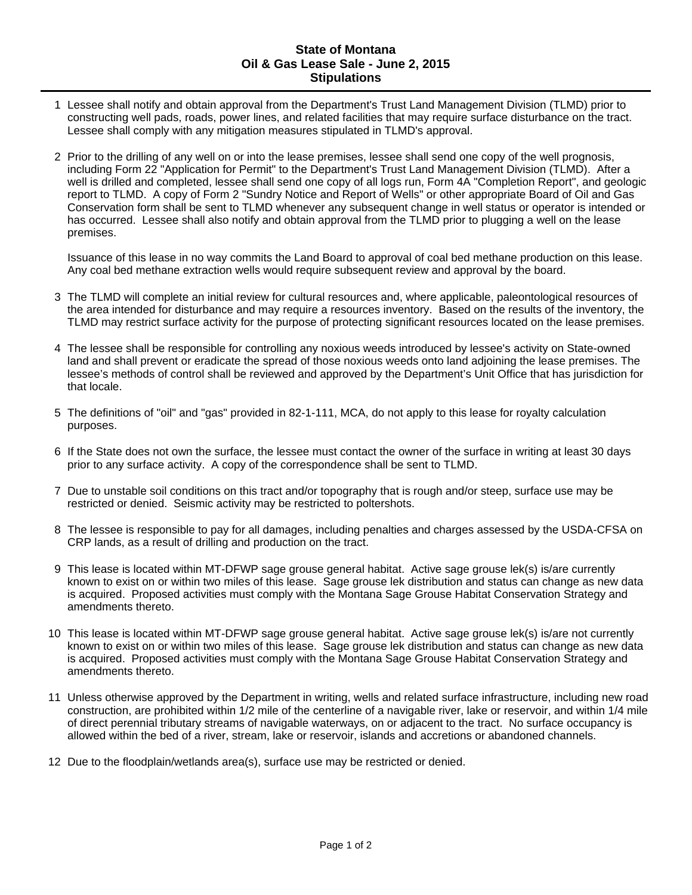**State of Montana**
**Oil & Gas Lease Sale - June 2, 2015**
**Stipulations**

1. Lessee shall notify and obtain approval from the Department's Trust Land Management Division (TLMD) prior to constructing well pads, roads, power lines, and related facilities that may require surface disturbance on the tract. Lessee shall comply with any mitigation measures stipulated in TLMD's approval.

2. Prior to the drilling of any well on or into the lease premises, lessee shall send one copy of the well prognosis, including Form 22 "Application for Permit" to the Department's Trust Land Management Division (TLMD). After a well is drilled and completed, lessee shall send one copy of all logs run, Form 4A "Completion Report", and geologic report to TLMD. A copy of Form 2 "Sundry Notice and Report of Wells" or other appropriate Board of Oil and Gas Conservation form shall be sent to TLMD whenever any subsequent change in well status or operator is intended or has occurred. Lessee shall also notify and obtain approval from the TLMD prior to plugging a well on the lease premises.

   Issuance of this lease in no way commits the Land Board to approval of coal bed methane production on this lease. Any coal bed methane extraction wells would require subsequent review and approval by the board.

3. The TLMD will complete an initial review for cultural resources and, where applicable, paleontological resources of the area intended for disturbance and may require a resources inventory. Based on the results of the inventory, the TLMD may restrict surface activity for the purpose of protecting significant resources located on the lease premises.

4. The lessee shall be responsible for controlling any noxious weeds introduced by lessee's activity on State-owned land and shall prevent or eradicate the spread of those noxious weeds onto land adjoining the lease premises. The lessee's methods of control shall be reviewed and approved by the Department's Unit Office that has jurisdiction for that locale.

5. The definitions of "oil" and "gas" provided in 82-1-111, MCA, do not apply to this lease for royalty calculation purposes.

6. If the State does not own the surface, the lessee must contact the owner of the surface in writing at least 30 days prior to any surface activity. A copy of the correspondence shall be sent to TLMD.

7. Due to unstable soil conditions on this tract and/or topography that is rough and/or steep, surface use may be restricted or denied. Seismic activity may be restricted to poltershots.

8. The lessee is responsible to pay for all damages, including penalties and charges assessed by the USDA-CFSA on CRP lands, as a result of drilling and production on the tract.

9. This lease is located within MT-DFWP sage grouse general habitat. Active sage grouse lek(s) is/are currently known to exist on or within two miles of this lease. Sage grouse lek distribution and status can change as new data is acquired. Proposed activities must comply with the Montana Sage Grouse Habitat Conservation Strategy and amendments thereto.

10. This lease is located within MT-DFWP sage grouse general habitat. Active sage grouse lek(s) is/are not currently known to exist on or within two miles of this lease. Sage grouse lek distribution and status can change as new data is acquired. Proposed activities must comply with the Montana Sage Grouse Habitat Conservation Strategy and amendments thereto.

11. Unless otherwise approved by the Department in writing, wells and related surface infrastructure, including new road construction, are prohibited within 1/2 mile of the centerline of a navigable river, lake or reservoir, and within 1/4 mile of direct perennial tributary streams of navigable waterways, on or adjacent to the tract. No surface occupancy is allowed within the bed of a river, stream, lake or reservoir, islands and accretions or abandoned channels.

12. Due to the floodplain/wetlands area(s), surface use may be restricted or denied.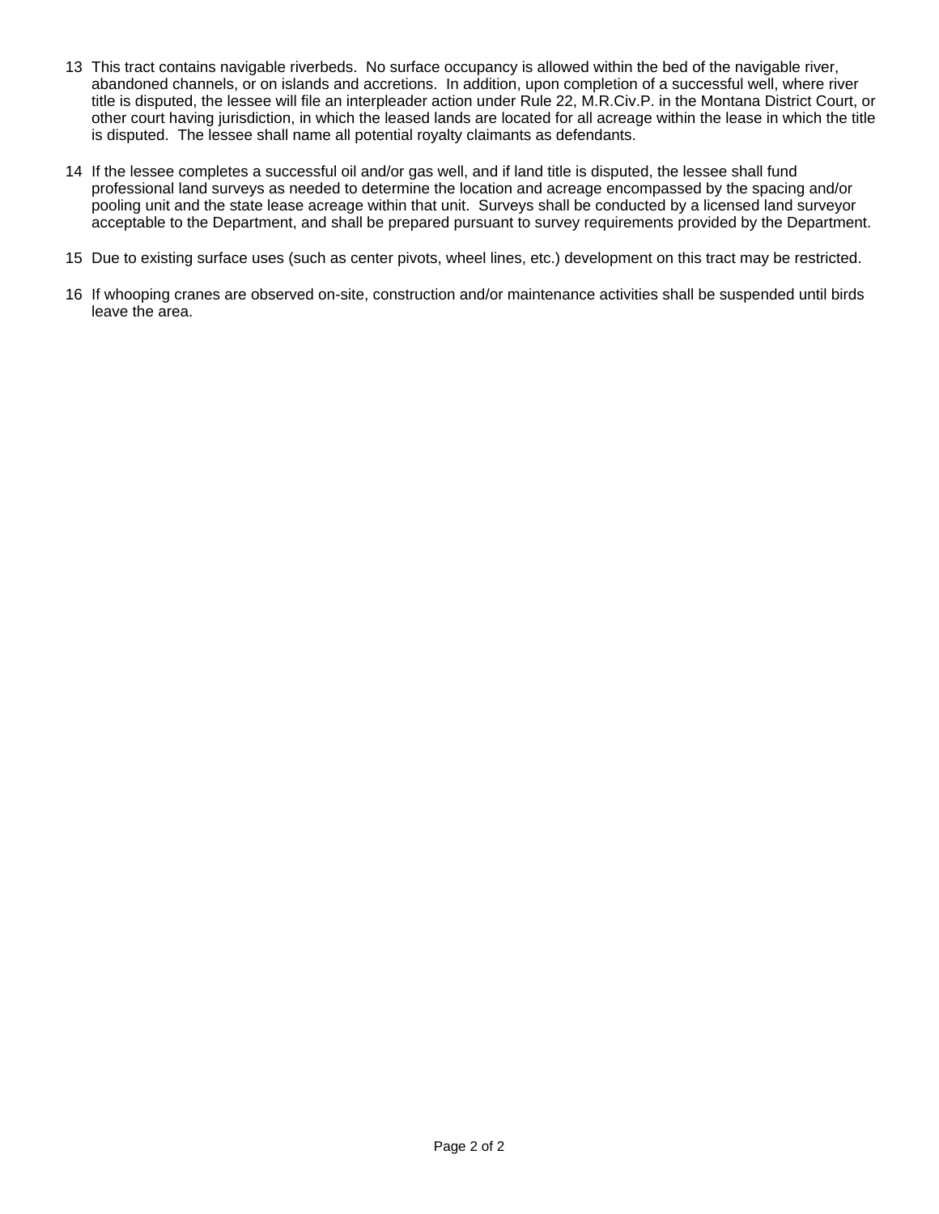13 This tract contains navigable riverbeds. No surface occupancy is allowed within the bed of the navigable river, abandoned channels, or on islands and accretions. In addition, upon completion of a successful well, where river title is disputed, the lessee will file an interpleader action under Rule 22, M.R.Civ.P. in the Montana District Court, or other court having jurisdiction, in which the leased lands are located for all acreage within the lease in which the title is disputed. The lessee shall name all potential royalty claimants as defendants.

14 If the lessee completes a successful oil and/or gas well, and if land title is disputed, the lessee shall fund professional land surveys as needed to determine the location and acreage encompassed by the spacing and/or pooling unit and the state lease acreage within that unit. Surveys shall be conducted by a licensed land surveyor acceptable to the Department, and shall be prepared pursuant to survey requirements provided by the Department.

15 Due to existing surface uses (such as center pivots, wheel lines, etc.) development on this tract may be restricted.

16 If whooping cranes are observed on-site, construction and/or maintenance activities shall be suspended until birds leave the area.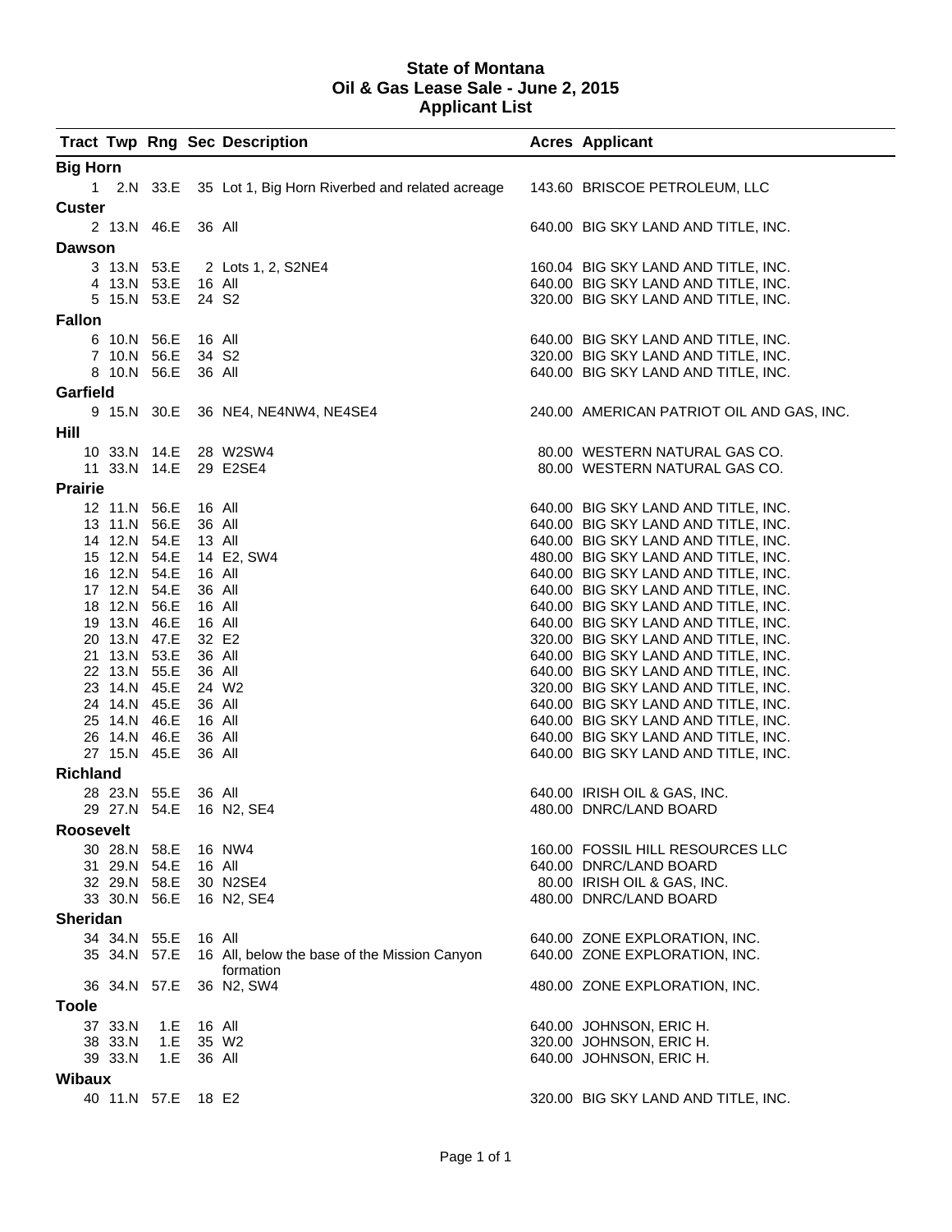# State of Montana
## Oil & Gas Lease Sale - June 2, 2015
## Applicant List

| Tract | Twp | Rng | Sec | Description | Acres | Applicant |
|---|---|---|---|---|---|---|
| **Big Horn** | | | | | | |
| 1 | 2.N | 33.E | 35 | Lot 1, Big Horn Riverbed and related acreage | 143.60 | BRISCOE PETROLEUM, LLC |
| **Custer** | | | | | | |
| 2 | 13.N | 46.E | 36 | All | 640.00 | BIG SKY LAND AND TITLE, INC. |
| **Dawson** | | | | | | |
| 3 | 13.N | 53.E | 2 | Lots 1, 2, S2NE4 | 160.04 | BIG SKY LAND AND TITLE, INC. |
| 4 | 13.N | 53.E | 16 | All | 640.00 | BIG SKY LAND AND TITLE, INC. |
| 5 | 15.N | 53.E | 24 | S2 | 320.00 | BIG SKY LAND AND TITLE, INC. |
| **Fallon** | | | | | | |
| 6 | 10.N | 56.E | 16 | All | 640.00 | BIG SKY LAND AND TITLE, INC. |
| 7 | 10.N | 56.E | 34 | S2 | 320.00 | BIG SKY LAND AND TITLE, INC. |
| 8 | 10.N | 56.E | 36 | All | 640.00 | BIG SKY LAND AND TITLE, INC. |
| **Garfield** | | | | | | |
| 9 | 15.N | 30.E | 36 | NE4, NE4NW4, NE4SE4 | 240.00 | AMERICAN PATRIOT OIL AND GAS, INC. |
| **Hill** | | | | | | |
| 10 | 33.N | 14.E | 28 | W2SW4 | 80.00 | WESTERN NATURAL GAS CO. |
| 11 | 33.N | 14.E | 29 | E2SE4 | 80.00 | WESTERN NATURAL GAS CO. |
| **Prairie** | | | | | | |
| 12 | 11.N | 56.E | 16 | All | 640.00 | BIG SKY LAND AND TITLE, INC. |
| 13 | 11.N | 56.E | 36 | All | 640.00 | BIG SKY LAND AND TITLE, INC. |
| 14 | 12.N | 54.E | 13 | All | 640.00 | BIG SKY LAND AND TITLE, INC. |
| 15 | 12.N | 54.E | 14 | E2, SW4 | 480.00 | BIG SKY LAND AND TITLE, INC. |
| 16 | 12.N | 54.E | 16 | All | 640.00 | BIG SKY LAND AND TITLE, INC. |
| 17 | 12.N | 54.E | 36 | All | 640.00 | BIG SKY LAND AND TITLE, INC. |
| 18 | 12.N | 56.E | 16 | All | 640.00 | BIG SKY LAND AND TITLE, INC. |
| 19 | 13.N | 46.E | 16 | All | 640.00 | BIG SKY LAND AND TITLE, INC. |
| 20 | 13.N | 47.E | 32 | E2 | 320.00 | BIG SKY LAND AND TITLE, INC. |
| 21 | 13.N | 53.E | 36 | All | 640.00 | BIG SKY LAND AND TITLE, INC. |
| 22 | 13.N | 55.E | 36 | All | 640.00 | BIG SKY LAND AND TITLE, INC. |
| 23 | 14.N | 45.E | 24 | W2 | 320.00 | BIG SKY LAND AND TITLE, INC. |
| 24 | 14.N | 45.E | 36 | All | 640.00 | BIG SKY LAND AND TITLE, INC. |
| 25 | 14.N | 46.E | 16 | All | 640.00 | BIG SKY LAND AND TITLE, INC. |
| 26 | 14.N | 46.E | 36 | All | 640.00 | BIG SKY LAND AND TITLE, INC. |
| 27 | 15.N | 45.E | 36 | All | 640.00 | BIG SKY LAND AND TITLE, INC. |
| **Richland** | | | | | | |
| 28 | 23.N | 55.E | 36 | All | 640.00 | IRISH OIL & GAS, INC. |
| 29 | 27.N | 54.E | 16 | N2, SE4 | 480.00 | DNRC/LAND BOARD |
| **Roosevelt** | | | | | | |
| 30 | 28.N | 58.E | 16 | NW4 | 160.00 | FOSSIL HILL RESOURCES LLC |
| 31 | 29.N | 54.E | 16 | All | 640.00 | DNRC/LAND BOARD |
| 32 | 29.N | 58.E | 30 | N2SE4 | 80.00 | IRISH OIL & GAS, INC. |
| 33 | 30.N | 56.E | 16 | N2, SE4 | 480.00 | DNRC/LAND BOARD |
| **Sheridan** | | | | | | |
| 34 | 34.N | 55.E | 16 | All | 640.00 | ZONE EXPLORATION, INC. |
| 35 | 34.N | 57.E | 16 | All, below the base of the Mission Canyon formation | 640.00 | ZONE EXPLORATION, INC. |
| 36 | 34.N | 57.E | 36 | N2, SW4 | 480.00 | ZONE EXPLORATION, INC. |
| **Toole** | | | | | | |
| 37 | 33.N | 1.E | 16 | All | 640.00 | JOHNSON, ERIC H. |
| 38 | 33.N | 1.E | 35 | W2 | 320.00 | JOHNSON, ERIC H. |
| 39 | 33.N | 1.E | 36 | All | 640.00 | JOHNSON, ERIC H. |
| **Wibaux** | | | | | | |
| 40 | 11.N | 57.E | 18 | E2 | 320.00 | BIG SKY LAND AND TITLE, INC. |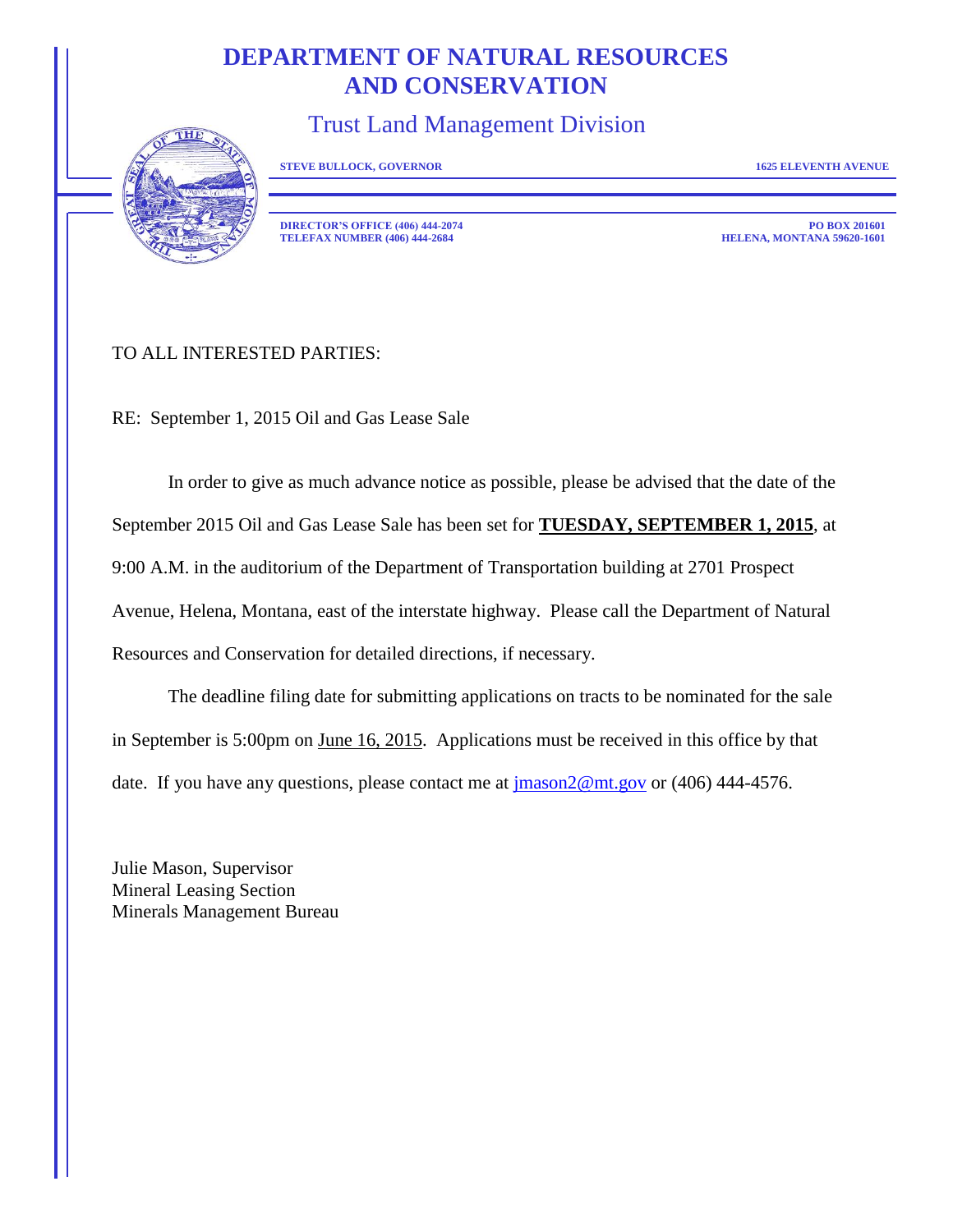# DEPARTMENT OF NATURAL RESOURCES AND CONSERVATION

## Trust Land Management Division

**STEVE BULLOCK, GOVERNOR** **1625 ELEVENTH AVENUE**

**DIRECTOR'S OFFICE (406) 444-2074**
**TELEFAX NUMBER (406) 444-2684**

**PO BOX 201601**
**HELENA, MONTANA 59620-1601**

TO ALL INTERESTED PARTIES:

RE: September 1, 2015 Oil and Gas Lease Sale

In order to give as much advance notice as possible, please be advised that the date of the September 2015 Oil and Gas Lease Sale has been set for **TUESDAY, SEPTEMBER 1, 2015**, at 9:00 A.M. in the auditorium of the Department of Transportation building at 2701 Prospect Avenue, Helena, Montana, east of the interstate highway. Please call the Department of Natural Resources and Conservation for detailed directions, if necessary.

The deadline filing date for submitting applications on tracts to be nominated for the sale in September is 5:00pm on June 16, 2015. Applications must be received in this office by that date. If you have any questions, please contact me at jmason2@mt.gov or (406) 444-4576.

Julie Mason, Supervisor
Mineral Leasing Section
Minerals Management Bureau